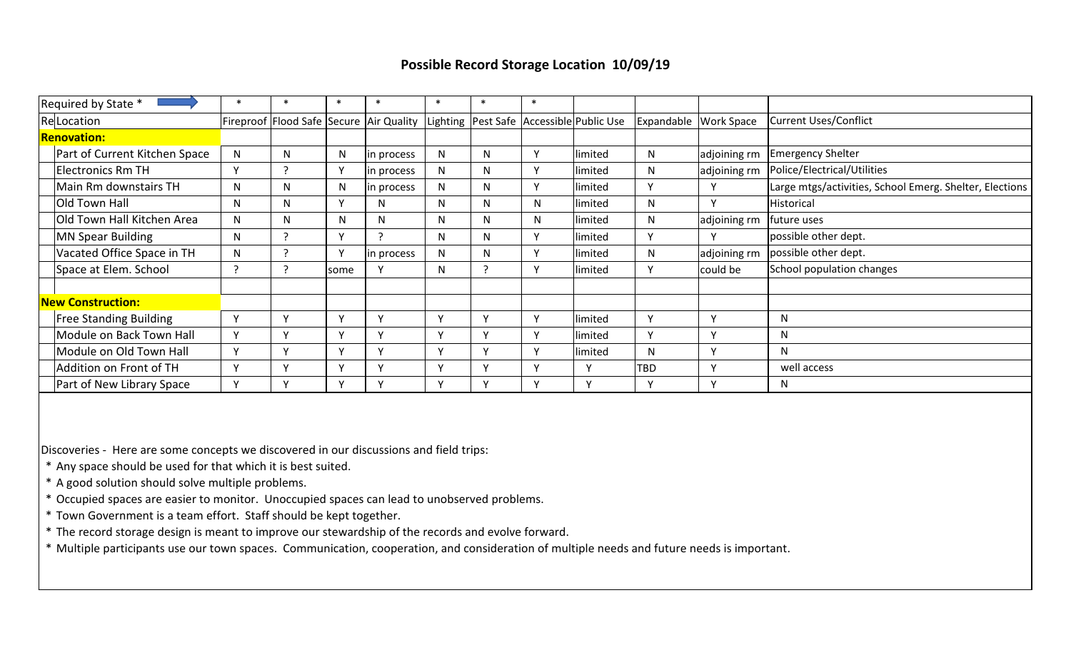## Possible Record Storage Location 10/09/19

| Required by State * | * | * | * | * | * | * | * | | | | |
|---|---|---|---|---|---|---|---|---|---|---|---|
| Re Location | Fireproof | Flood Safe | Secure | Air Quality | Lighting | Pest Safe | Accessible | Public Use | Expandable | Work Space | Current Uses/Conflict |
| **Renovation:** | | | | | | | | | | | |
| Part of Current Kitchen Space | N | N | N | in process | N | N | Y | limited | N | adjoining rm | Emergency Shelter |
| Electronics Rm TH | Y | ? | Y | in process | N | N | Y | limited | N | adjoining rm | Police/Electrical/Utilities |
| Main Rm downstairs TH | N | N | N | in process | N | N | Y | limited | Y | Y | Large mtgs/activities, School Emerg. Shelter, Elections |
| Old Town Hall | N | N | Y | N | N | N | N | limited | N | Y | Historical |
| Old Town Hall Kitchen Area | N | N | N | N | N | N | N | limited | N | adjoining rm | future uses |
| MN Spear Building | N | ? | Y | ? | N | N | Y | limited | Y | Y | possible other dept. |
| Vacated Office Space in TH | N | ? | Y | in process | N | N | Y | limited | N | adjoining rm | possible other dept. |
| Space at Elem. School | ? | ? | some | Y | N | ? | Y | limited | Y | could be | School population changes |
| | | | | | | | | | | | |
| **New Construction:** | | | | | | | | | | | |
| Free Standing Building | Y | Y | Y | Y | Y | Y | Y | limited | Y | Y | N |
| Module on Back Town Hall | Y | Y | Y | Y | Y | Y | Y | limited | Y | Y | N |
| Module on Old Town Hall | Y | Y | Y | Y | Y | Y | Y | limited | N | Y | N |
| Addition on Front of TH | Y | Y | Y | Y | Y | Y | Y | Y | TBD | Y | well access |
| Part of New Library Space | Y | Y | Y | Y | Y | Y | Y | Y | Y | Y | N |

Discoveries - Here are some concepts we discovered in our discussions and field trips:

* Any space should be used for that which it is best suited.
* A good solution should solve multiple problems.
* Occupied spaces are easier to monitor. Unoccupied spaces can lead to unobserved problems.
* Town Government is a team effort. Staff should be kept together.
* The record storage design is meant to improve our stewardship of the records and evolve forward.
* Multiple participants use our town spaces. Communication, cooperation, and consideration of multiple needs and future needs is important.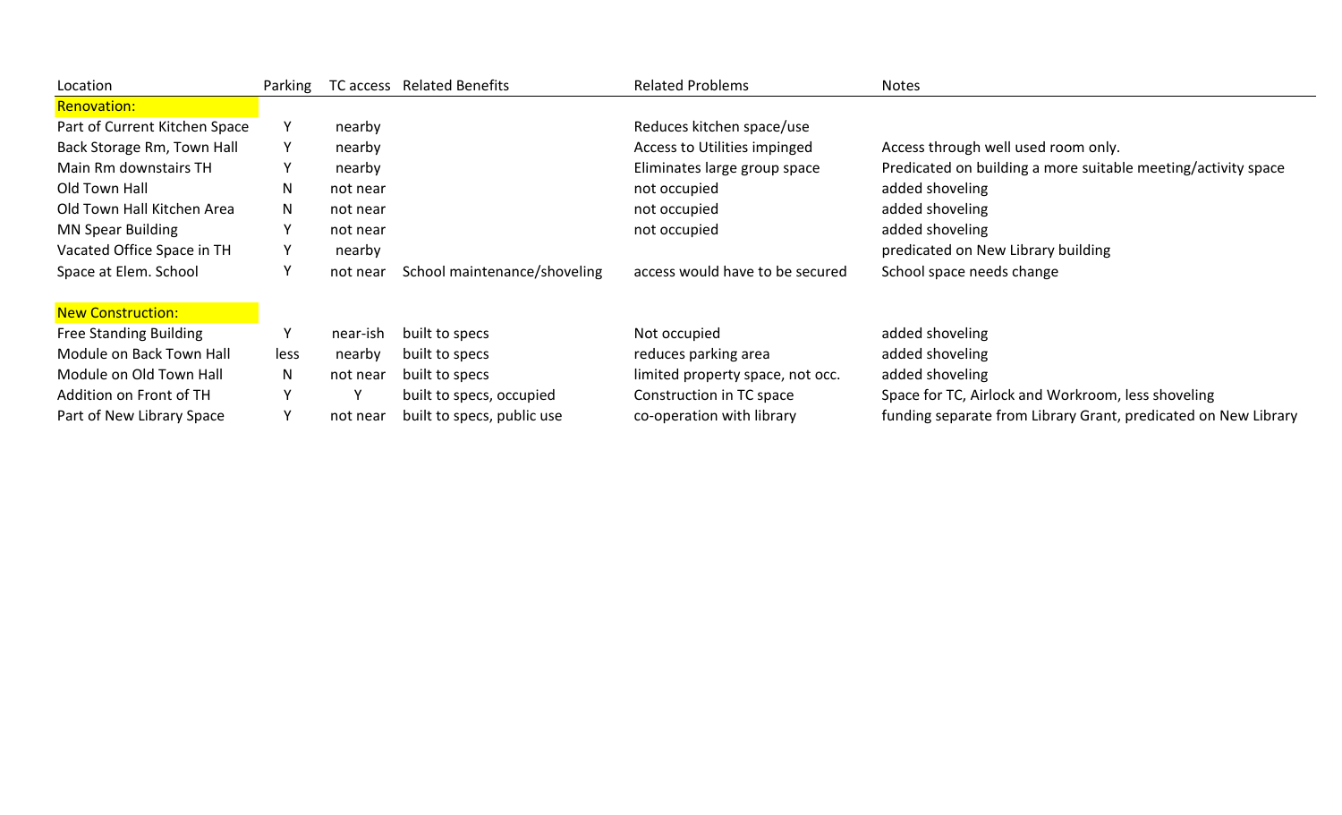| Location | Parking | TC access | Related Benefits | Related Problems | Notes |
|---|---|---|---|---|---|
| Renovation: | | | | | |
| Part of Current Kitchen Space | Y | nearby | | Reduces kitchen space/use | |
| Back Storage Rm, Town Hall | Y | nearby | | Access to Utilities impinged | Access through well used room only. |
| Main Rm downstairs TH | Y | nearby | | Eliminates large group space | Predicated on building a more suitable meeting/activity space |
| Old Town Hall | N | not near | | not occupied | added shoveling |
| Old Town Hall Kitchen Area | N | not near | | not occupied | added shoveling |
| MN Spear Building | Y | not near | | not occupied | added shoveling |
| Vacated Office Space in TH | Y | nearby | | | predicated on New Library building |
| Space at Elem. School | Y | not near | School maintenance/shoveling | access would have to be secured | School space needs change |
| | | | | | |
| New Construction: | | | | | |
| Free Standing Building | Y | near-ish | built to specs | Not occupied | added shoveling |
| Module on Back Town Hall | less | nearby | built to specs | reduces parking area | added shoveling |
| Module on Old Town Hall | N | not near | built to specs | limited property space, not occ. | added shoveling |
| Addition on Front of TH | Y | Y | built to specs, occupied | Construction in TC space | Space for TC, Airlock and Workroom, less shoveling |
| Part of New Library Space | Y | not near | built to specs, public use | co-operation with library | funding separate from Library Grant, predicated on New Library |